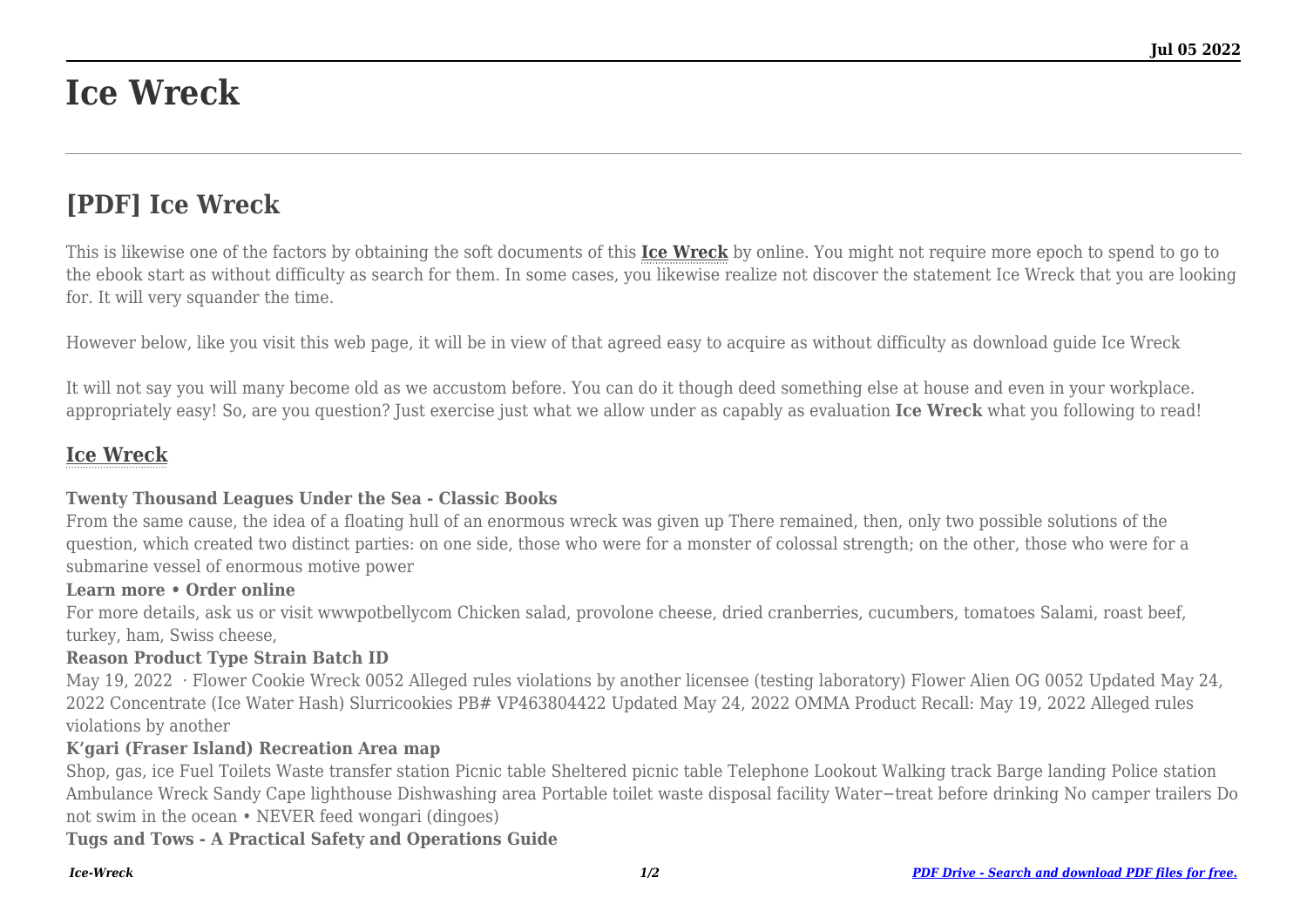# Ice Wreck

## [PDF] Ice Wreck

This is likewise one of the factors by obtaining the soft documents of this **Ice Wreck** by online. You might not require more epoch to spend to go to the ebook start as without difficulty as search for them. In some cases, you likewise realize not discover the statement Ice Wreck that you are looking for. It will very squander the time.

However below, like you visit this web page, it will be in view of that agreed easy to acquire as without difficulty as download guide Ice Wreck

It will not say you will many become old as we accustom before. You can do it though deed something else at house and even in your workplace. appropriately easy! So, are you question? Just exercise just what we allow under as capably as evaluation **Ice Wreck** what you following to read!

### Ice Wreck

**Twenty Thousand Leagues Under the Sea - Classic Books**

From the same cause, the idea of a floating hull of an enormous wreck was given up There remained, then, only two possible solutions of the question, which created two distinct parties: on one side, those who were for a monster of colossal strength; on the other, those who were for a submarine vessel of enormous motive power

**Learn more • Order online**

For more details, ask us or visit wwwpotbellycom Chicken salad, provolone cheese, dried cranberries, cucumbers, tomatoes Salami, roast beef, turkey, ham, Swiss cheese,

**Reason Product Type Strain Batch ID**

May 19, 2022 · Flower Cookie Wreck 0052 Alleged rules violations by another licensee (testing laboratory) Flower Alien OG 0052 Updated May 24, 2022 Concentrate (Ice Water Hash) Slurricookies PB# VP463804422 Updated May 24, 2022 OMMA Product Recall: May 19, 2022 Alleged rules violations by another

**K'gari (Fraser Island) Recreation Area map**

Shop, gas, ice Fuel Toilets Waste transfer station Picnic table Sheltered picnic table Telephone Lookout Walking track Barge landing Police station Ambulance Wreck Sandy Cape lighthouse Dishwashing area Portable toilet waste disposal facility Water−treat before drinking No camper trailers Do not swim in the ocean • NEVER feed wongari (dingoes)

**Tugs and Tows - A Practical Safety and Operations Guide**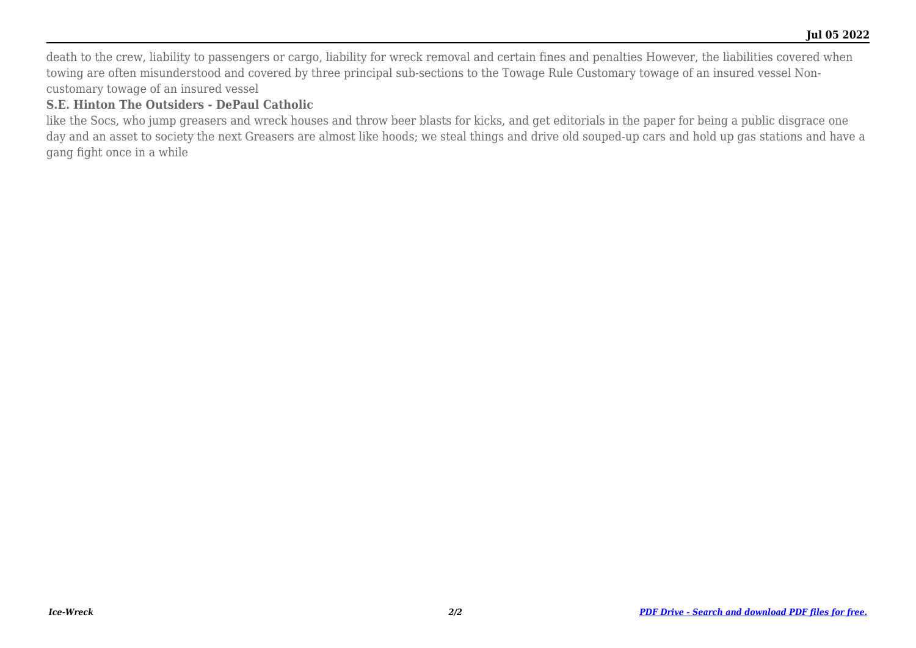death to the crew, liability to passengers or cargo, liability for wreck removal and certain fines and penalties However, the liabilities covered when towing are often misunderstood and covered by three principal sub-sections to the Towage Rule Customary towage of an insured vessel Non-customary towage of an insured vessel

**S.E. Hinton The Outsiders - DePaul Catholic**

like the Socs, who jump greasers and wreck houses and throw beer blasts for kicks, and get editorials in the paper for being a public disgrace one day and an asset to society the next Greasers are almost like hoods; we steal things and drive old souped-up cars and hold up gas stations and have a gang fight once in a while